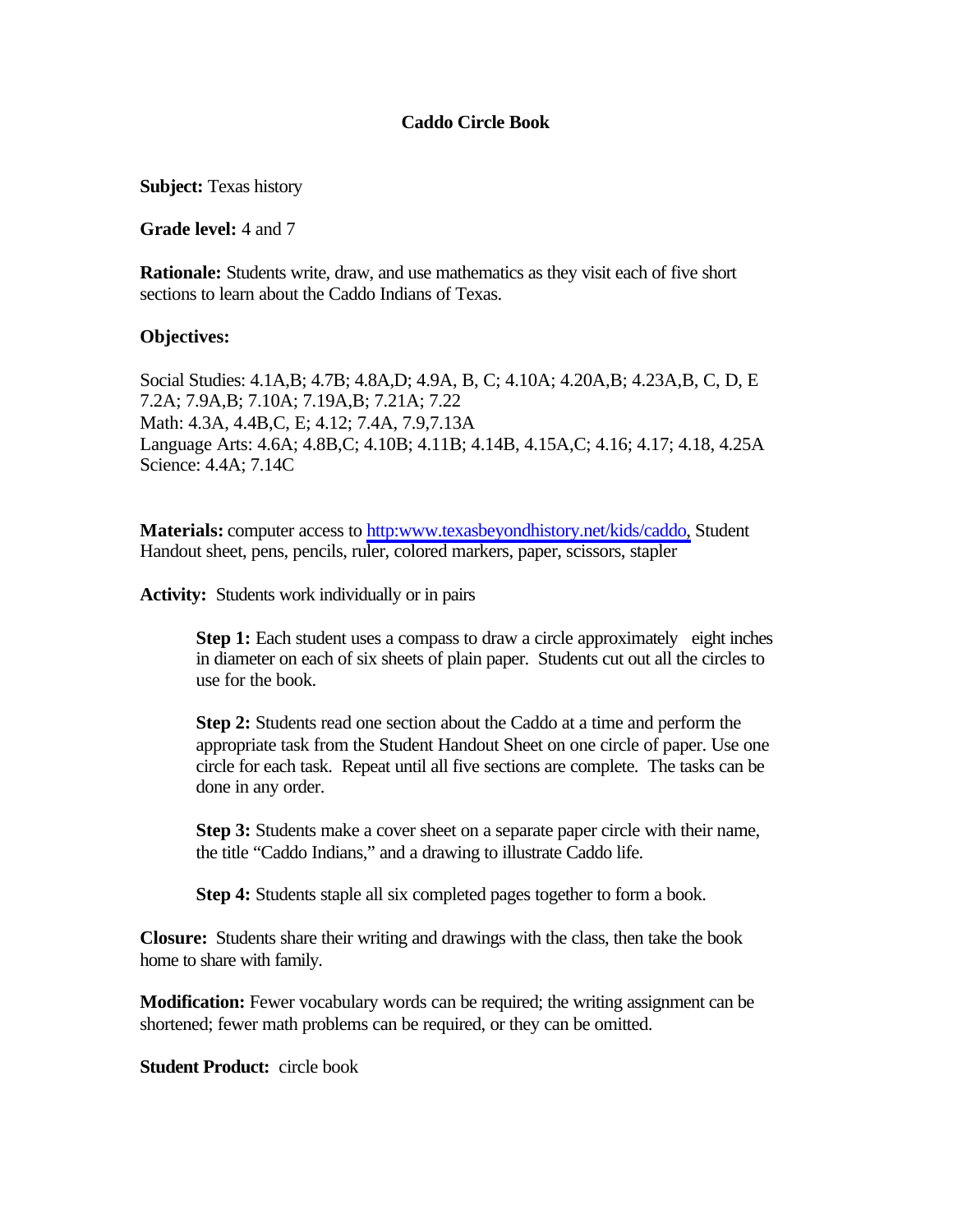# Caddo Circle Book

**Subject:** Texas history

**Grade level:** 4 and 7

**Rationale:** Students write, draw, and use mathematics as they visit each of five short sections to learn about the Caddo Indians of Texas.

**Objectives:**

Social Studies: 4.1A,B; 4.7B; 4.8A,D; 4.9A, B, C; 4.10A; 4.20A,B; 4.23A,B, C, D, E
7.2A; 7.9A,B; 7.10A; 7.19A,B; 7.21A; 7.22
Math: 4.3A, 4.4B,C, E; 4.12; 7.4A, 7.9,7.13A
Language Arts: 4.6A; 4.8B,C; 4.10B; 4.11B; 4.14B, 4.15A,C; 4.16; 4.17; 4.18, 4.25A
Science: 4.4A; 7.14C

**Materials:** computer access to [http:www.texasbeyondhistory.net/kids/caddo](http:www.texasbeyondhistory.net/kids/caddo), Student Handout sheet, pens, pencils, ruler, colored markers, paper, scissors, stapler

**Activity:** Students work individually or in pairs

> **Step 1:** Each student uses a compass to draw a circle approximately eight inches in diameter on each of six sheets of plain paper. Students cut out all the circles to use for the book.
>
> **Step 2:** Students read one section about the Caddo at a time and perform the appropriate task from the Student Handout Sheet on one circle of paper. Use one circle for each task. Repeat until all five sections are complete. The tasks can be done in any order.
>
> **Step 3:** Students make a cover sheet on a separate paper circle with their name, the title "Caddo Indians," and a drawing to illustrate Caddo life.
>
> **Step 4:** Students staple all six completed pages together to form a book.

**Closure:** Students share their writing and drawings with the class, then take the book home to share with family.

**Modification:** Fewer vocabulary words can be required; the writing assignment can be shortened; fewer math problems can be required, or they can be omitted.

**Student Product:** circle book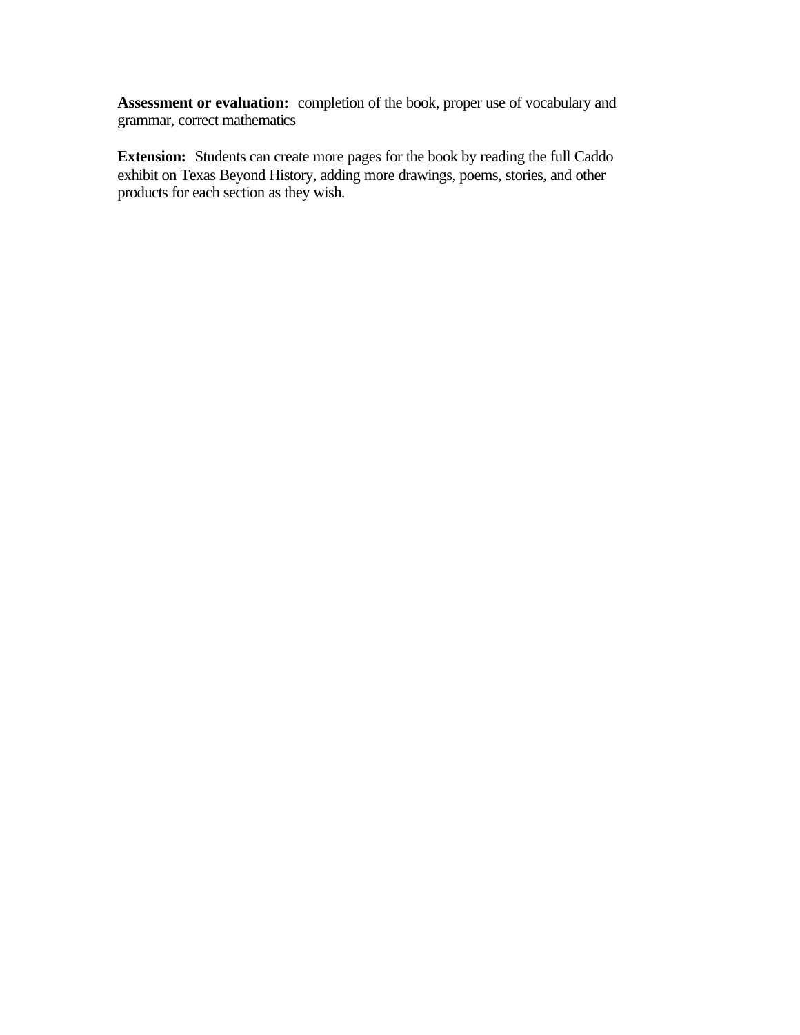**Assessment or evaluation:** completion of the book, proper use of vocabulary and grammar, correct mathematics

**Extension:** Students can create more pages for the book by reading the full Caddo exhibit on Texas Beyond History, adding more drawings, poems, stories, and other products for each section as they wish.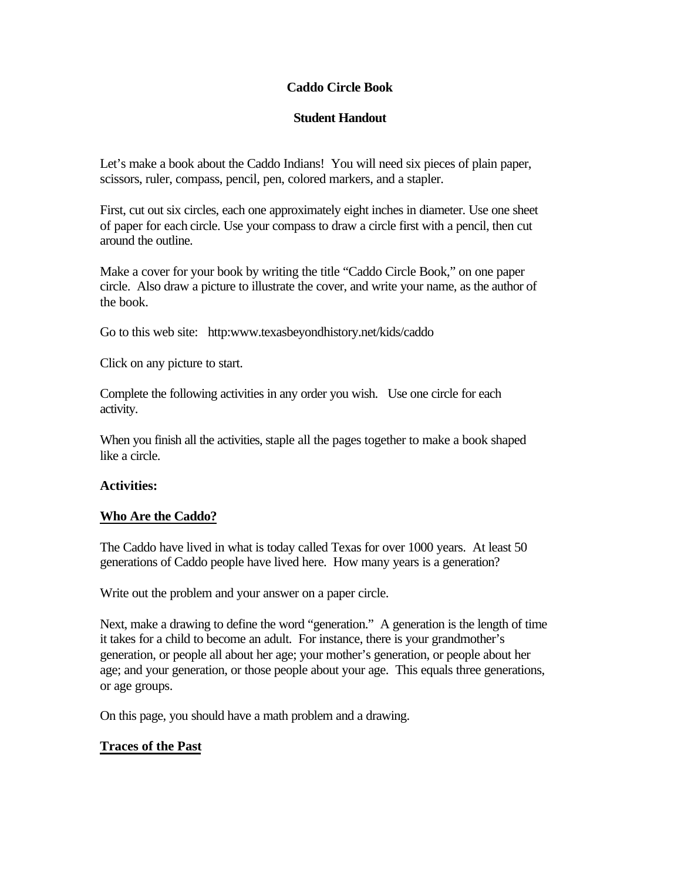**Caddo Circle Book**

**Student Handout**

Let's make a book about the Caddo Indians! You will need six pieces of plain paper, scissors, ruler, compass, pencil, pen, colored markers, and a stapler.

First, cut out six circles, each one approximately eight inches in diameter. Use one sheet of paper for each circle. Use your compass to draw a circle first with a pencil, then cut around the outline.

Make a cover for your book by writing the title "Caddo Circle Book," on one paper circle. Also draw a picture to illustrate the cover, and write your name, as the author of the book.

Go to this web site: http:www.texasbeyondhistory.net/kids/caddo

Click on any picture to start.

Complete the following activities in any order you wish. Use one circle for each activity.

When you finish all the activities, staple all the pages together to make a book shaped like a circle.

**Activities:**

**<u>Who Are the Caddo?</u>**

The Caddo have lived in what is today called Texas for over 1000 years. At least 50 generations of Caddo people have lived here. How many years is a generation?

Write out the problem and your answer on a paper circle.

Next, make a drawing to define the word "generation." A generation is the length of time it takes for a child to become an adult. For instance, there is your grandmother's generation, or people all about her age; your mother's generation, or people about her age; and your generation, or those people about your age. This equals three generations, or age groups.

On this page, you should have a math problem and a drawing.

**<u>Traces of the Past</u>**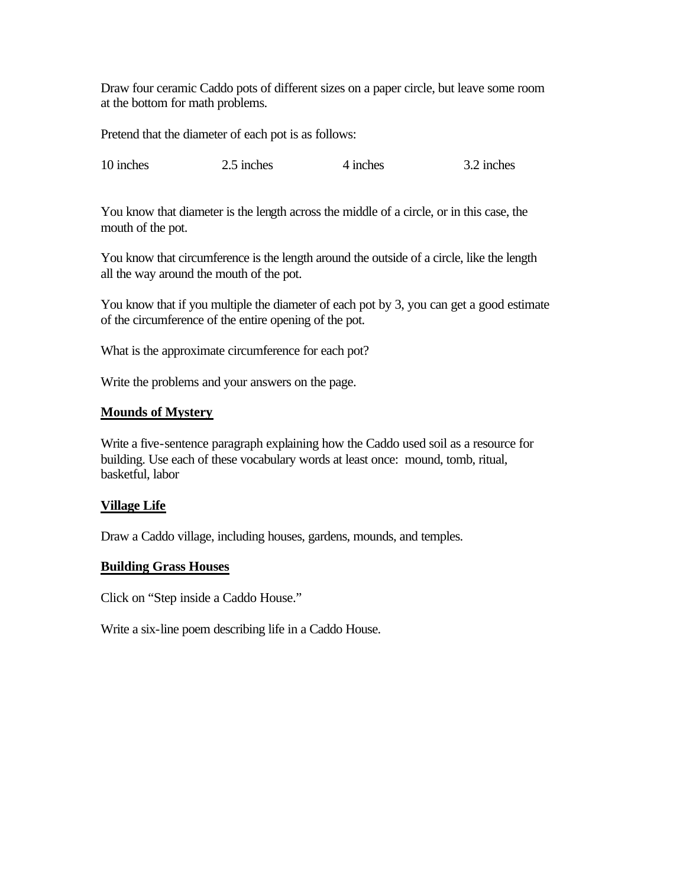Draw four ceramic Caddo pots of different sizes on a paper circle, but leave some room at the bottom for math problems.

Pretend that the diameter of each pot is as follows:

| | | | |
|---|---|---|---|
| 10 inches | 2.5 inches | 4 inches | 3.2 inches |

You know that diameter is the length across the middle of a circle, or in this case, the mouth of the pot.

You know that circumference is the length around the outside of a circle, like the length all the way around the mouth of the pot.

You know that if you multiple the diameter of each pot by 3, you can get a good estimate of the circumference of the entire opening of the pot.

What is the approximate circumference for each pot?

Write the problems and your answers on the page.

**Mounds of Mystery**

Write a five-sentence paragraph explaining how the Caddo used soil as a resource for building. Use each of these vocabulary words at least once: mound, tomb, ritual, basketful, labor

**Village Life**

Draw a Caddo village, including houses, gardens, mounds, and temples.

**Building Grass Houses**

Click on "Step inside a Caddo House."

Write a six-line poem describing life in a Caddo House.